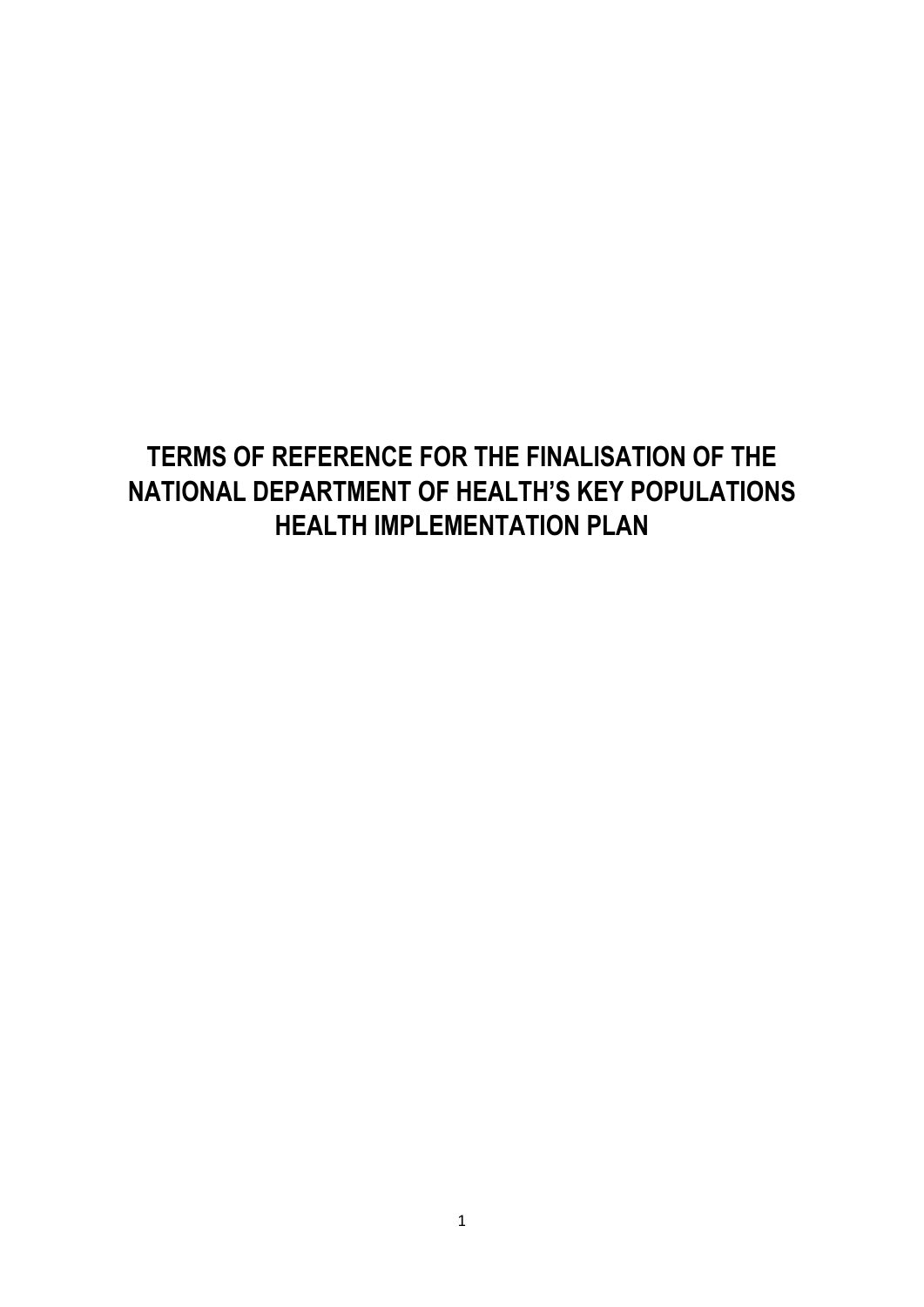# TERMS OF REFERENCE FOR THE FINALISATION OF THE NATIONAL DEPARTMENT OF HEALTH'S KEY POPULATIONS HEALTH IMPLEMENTATION PLAN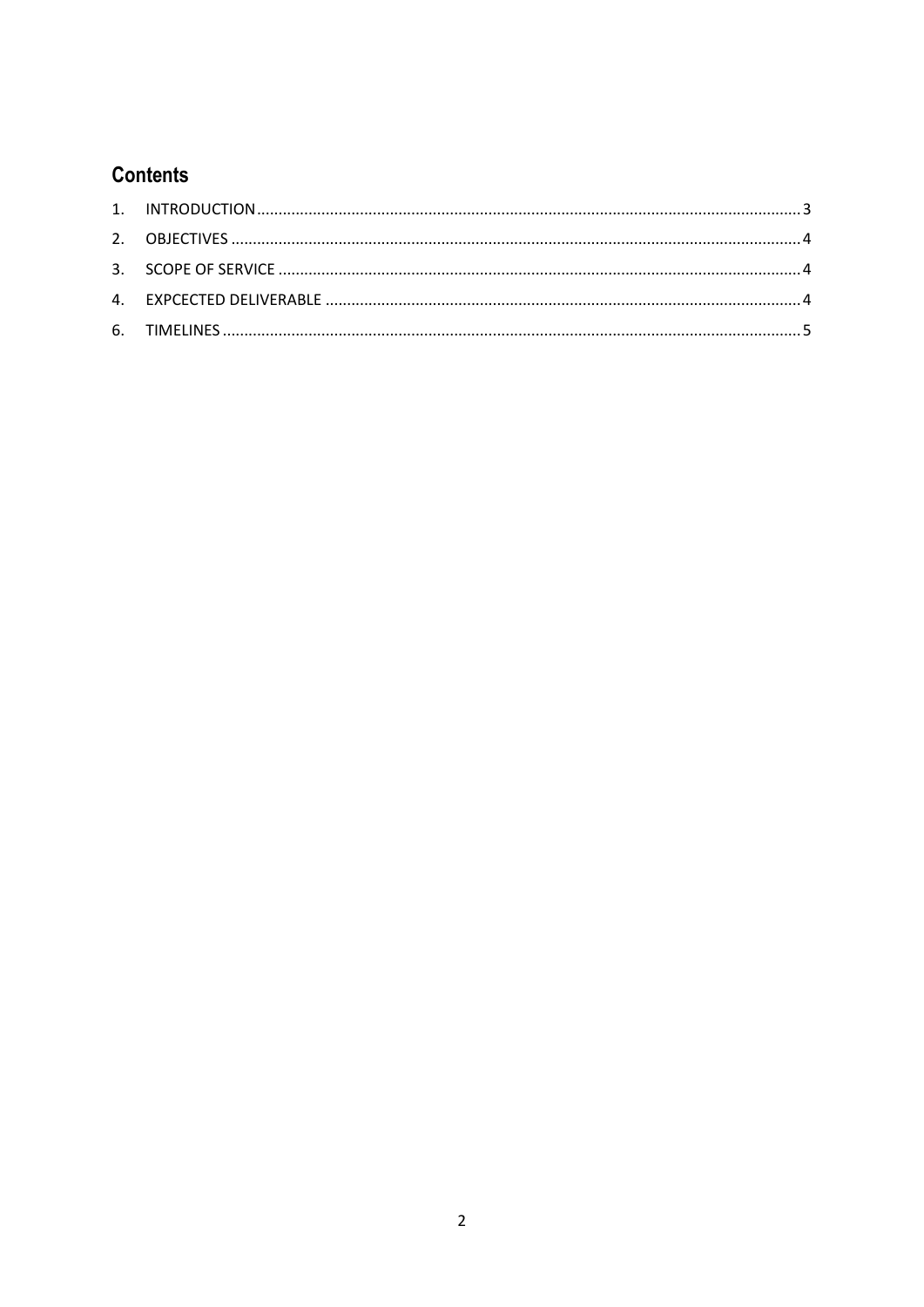## Contents

1. INTRODUCTION ..................................................................................................................... 3
2. OBJECTIVES .......................................................................................................................... 4
3. SCOPE OF SERVICE .............................................................................................................. 4
4. EXPCECTED DELIVERABLE ................................................................................................... 4
6. TIMELINES ............................................................................................................................ 5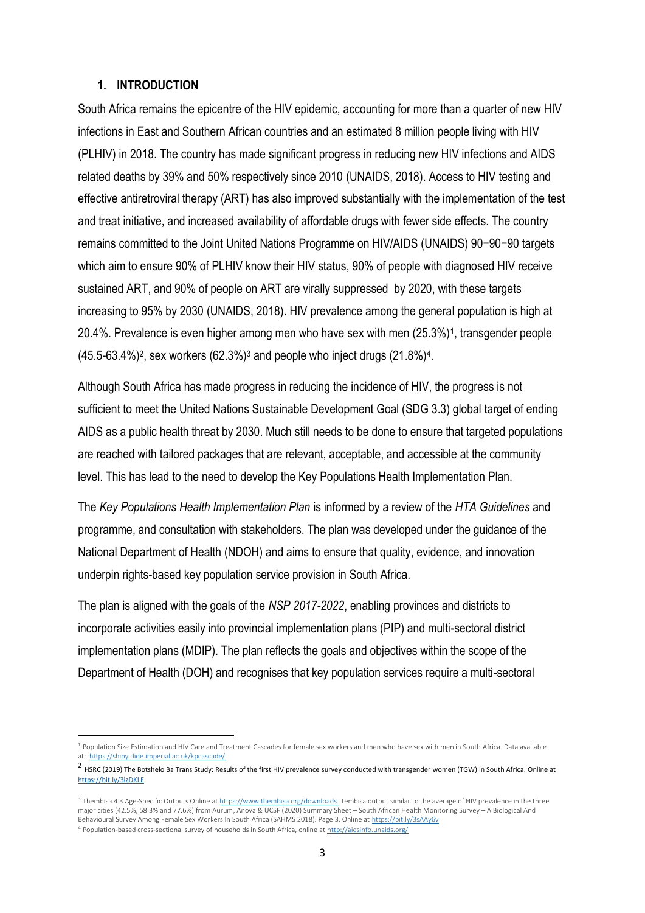## 1. INTRODUCTION

South Africa remains the epicentre of the HIV epidemic, accounting for more than a quarter of new HIV infections in East and Southern African countries and an estimated 8 million people living with HIV (PLHIV) in 2018. The country has made significant progress in reducing new HIV infections and AIDS related deaths by 39% and 50% respectively since 2010 (UNAIDS, 2018). Access to HIV testing and effective antiretroviral therapy (ART) has also improved substantially with the implementation of the test and treat initiative, and increased availability of affordable drugs with fewer side effects. The country remains committed to the Joint United Nations Programme on HIV/AIDS (UNAIDS) 90−90−90 targets which aim to ensure 90% of PLHIV know their HIV status, 90% of people with diagnosed HIV receive sustained ART, and 90% of people on ART are virally suppressed by 2020, with these targets increasing to 95% by 2030 (UNAIDS, 2018). HIV prevalence among the general population is high at 20.4%. Prevalence is even higher among men who have sex with men (25.3%)[1], transgender people (45.5-63.4%)[2], sex workers (62.3%)[3] and people who inject drugs (21.8%)[4].

Although South Africa has made progress in reducing the incidence of HIV, the progress is not sufficient to meet the United Nations Sustainable Development Goal (SDG 3.3) global target of ending AIDS as a public health threat by 2030. Much still needs to be done to ensure that targeted populations are reached with tailored packages that are relevant, acceptable, and accessible at the community level. This has lead to the need to develop the Key Populations Health Implementation Plan.

The *Key Populations Health Implementation Plan* is informed by a review of the *HTA Guidelines* and programme, and consultation with stakeholders. The plan was developed under the guidance of the National Department of Health (NDOH) and aims to ensure that quality, evidence, and innovation underpin rights-based key population service provision in South Africa.

The plan is aligned with the goals of the *NSP 2017-2022*, enabling provinces and districts to incorporate activities easily into provincial implementation plans (PIP) and multi-sectoral district implementation plans (MDIP). The plan reflects the goals and objectives within the scope of the Department of Health (DOH) and recognises that key population services require a multi-sectoral

---

[1] Population Size Estimation and HIV Care and Treatment Cascades for female sex workers and men who have sex with men in South Africa. Data available at: https://shiny.dide.imperial.ac.uk/kpcascade/

[2] HSRC (2019) The Botshelo Ba Trans Study: Results of the first HIV prevalence survey conducted with transgender women (TGW) in South Africa. Online at https://bit.ly/3izDKLE

[3] Thembisa 4.3 Age-Specific Outputs Online at https://www.thembisa.org/downloads. Tembisa output similar to the average of HIV prevalence in the three major cities (42.5%, 58.3% and 77.6%) from Aurum, Anova & UCSF (2020) Summary Sheet – South African Health Monitoring Survey – A Biological And Behavioural Survey Among Female Sex Workers In South Africa (SAHMS 2018). Page 3. Online at https://bit.ly/3sAAy6v

[4] Population-based cross-sectional survey of households in South Africa, online at http://aidsinfo.unaids.org/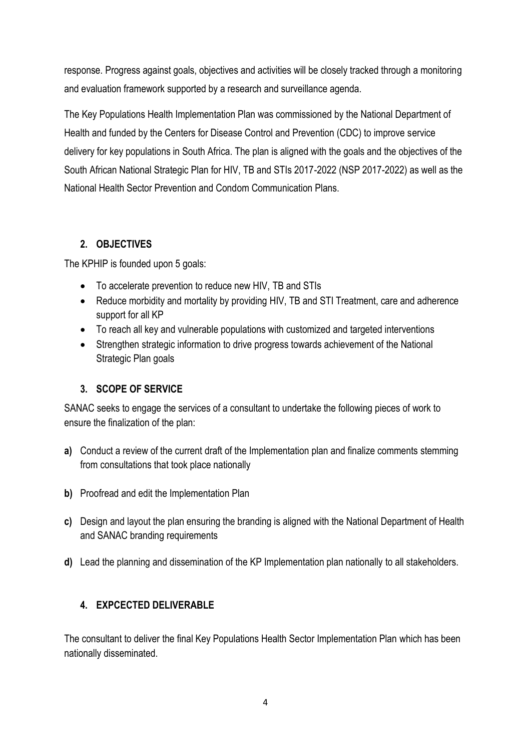response. Progress against goals, objectives and activities will be closely tracked through a monitoring and evaluation framework supported by a research and surveillance agenda.

The Key Populations Health Implementation Plan was commissioned by the National Department of Health and funded by the Centers for Disease Control and Prevention (CDC) to improve service delivery for key populations in South Africa. The plan is aligned with the goals and the objectives of the South African National Strategic Plan for HIV, TB and STIs 2017-2022 (NSP 2017-2022) as well as the National Health Sector Prevention and Condom Communication Plans.

## 2. OBJECTIVES

The KPHIP is founded upon 5 goals:

- To accelerate prevention to reduce new HIV, TB and STIs
- Reduce morbidity and mortality by providing HIV, TB and STI Treatment, care and adherence support for all KP
- To reach all key and vulnerable populations with customized and targeted interventions
- Strengthen strategic information to drive progress towards achievement of the National Strategic Plan goals

## 3. SCOPE OF SERVICE

SANAC seeks to engage the services of a consultant to undertake the following pieces of work to ensure the finalization of the plan:

**a)** Conduct a review of the current draft of the Implementation plan and finalize comments stemming from consultations that took place nationally

**b)** Proofread and edit the Implementation Plan

**c)** Design and layout the plan ensuring the branding is aligned with the National Department of Health and SANAC branding requirements

**d)** Lead the planning and dissemination of the KP Implementation plan nationally to all stakeholders.

## 4. EXPCECTED DELIVERABLE

The consultant to deliver the final Key Populations Health Sector Implementation Plan which has been nationally disseminated.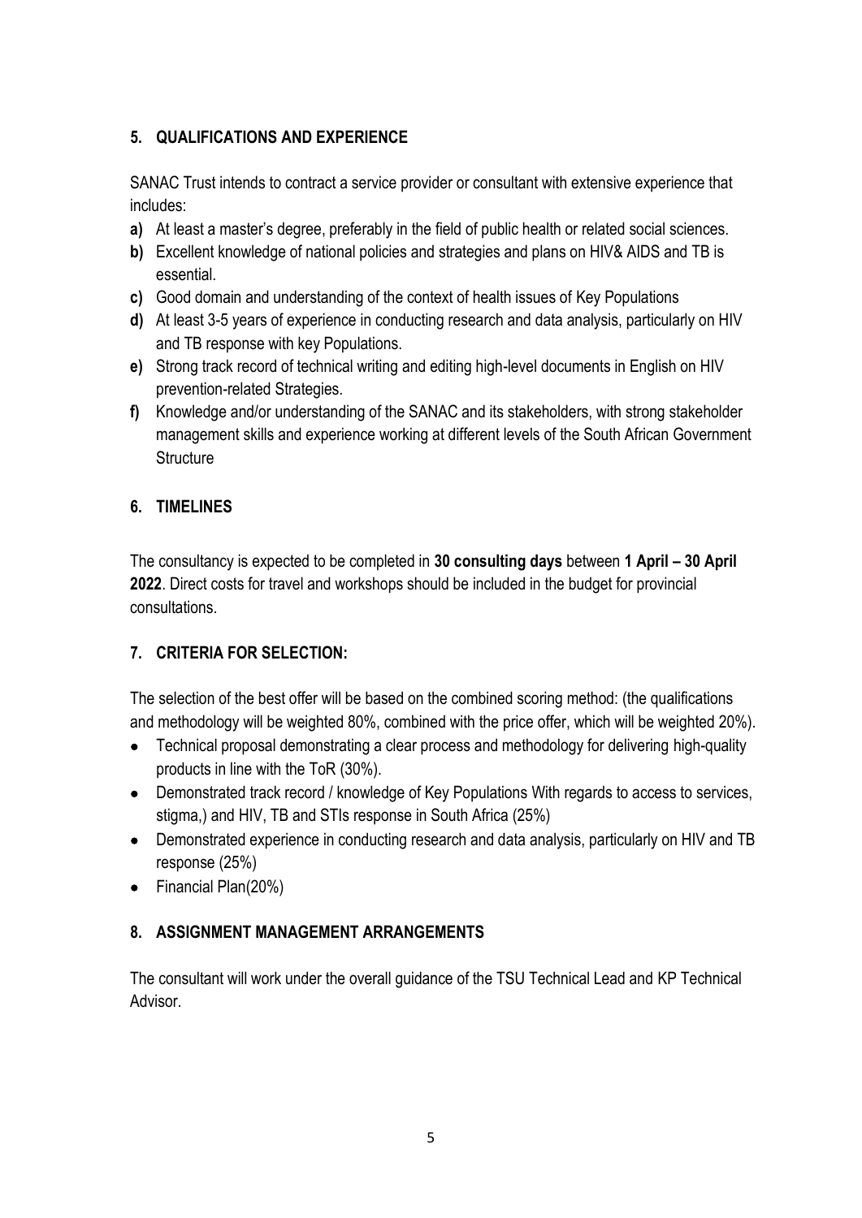## 5. QUALIFICATIONS AND EXPERIENCE

SANAC Trust intends to contract a service provider or consultant with extensive experience that includes:

**a)** At least a master's degree, preferably in the field of public health or related social sciences.

**b)** Excellent knowledge of national policies and strategies and plans on HIV& AIDS and TB is essential.

**c)** Good domain and understanding of the context of health issues of Key Populations

**d)** At least 3-5 years of experience in conducting research and data analysis, particularly on HIV and TB response with key Populations.

**e)** Strong track record of technical writing and editing high-level documents in English on HIV prevention-related Strategies.

**f)** Knowledge and/or understanding of the SANAC and its stakeholders, with strong stakeholder management skills and experience working at different levels of the South African Government Structure

## 6. TIMELINES

The consultancy is expected to be completed in **30 consulting days** between **1 April – 30 April 2022**. Direct costs for travel and workshops should be included in the budget for provincial consultations.

## 7. CRITERIA FOR SELECTION:

The selection of the best offer will be based on the combined scoring method: (the qualifications and methodology will be weighted 80%, combined with the price offer, which will be weighted 20%).

- Technical proposal demonstrating a clear process and methodology for delivering high-quality products in line with the ToR (30%).
- Demonstrated track record / knowledge of Key Populations With regards to access to services, stigma,) and HIV, TB and STIs response in South Africa (25%)
- Demonstrated experience in conducting research and data analysis, particularly on HIV and TB response (25%)
- Financial Plan(20%)

## 8. ASSIGNMENT MANAGEMENT ARRANGEMENTS

The consultant will work under the overall guidance of the TSU Technical Lead and KP Technical Advisor.